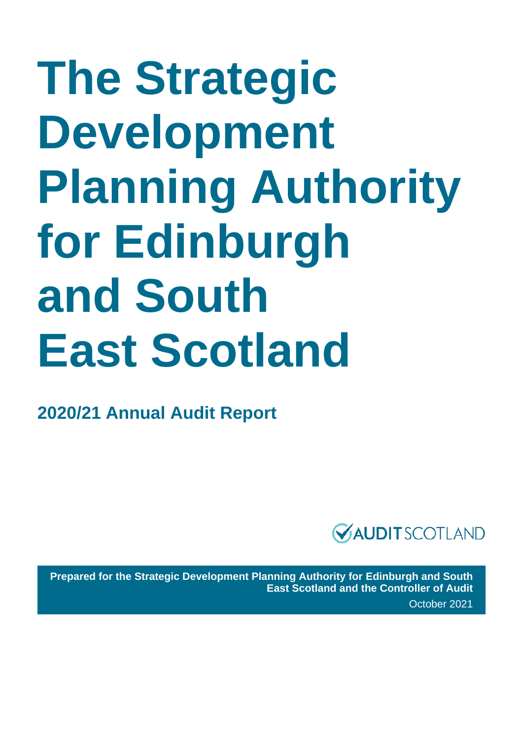# The Strategic Development Planning Authority for Edinburgh and South East Scotland

## 2020/21 Annual Audit Report

AUDIT SCOTLAND

**Prepared for the Strategic Development Planning Authority for Edinburgh and South East Scotland and the Controller of Audit**

October 2021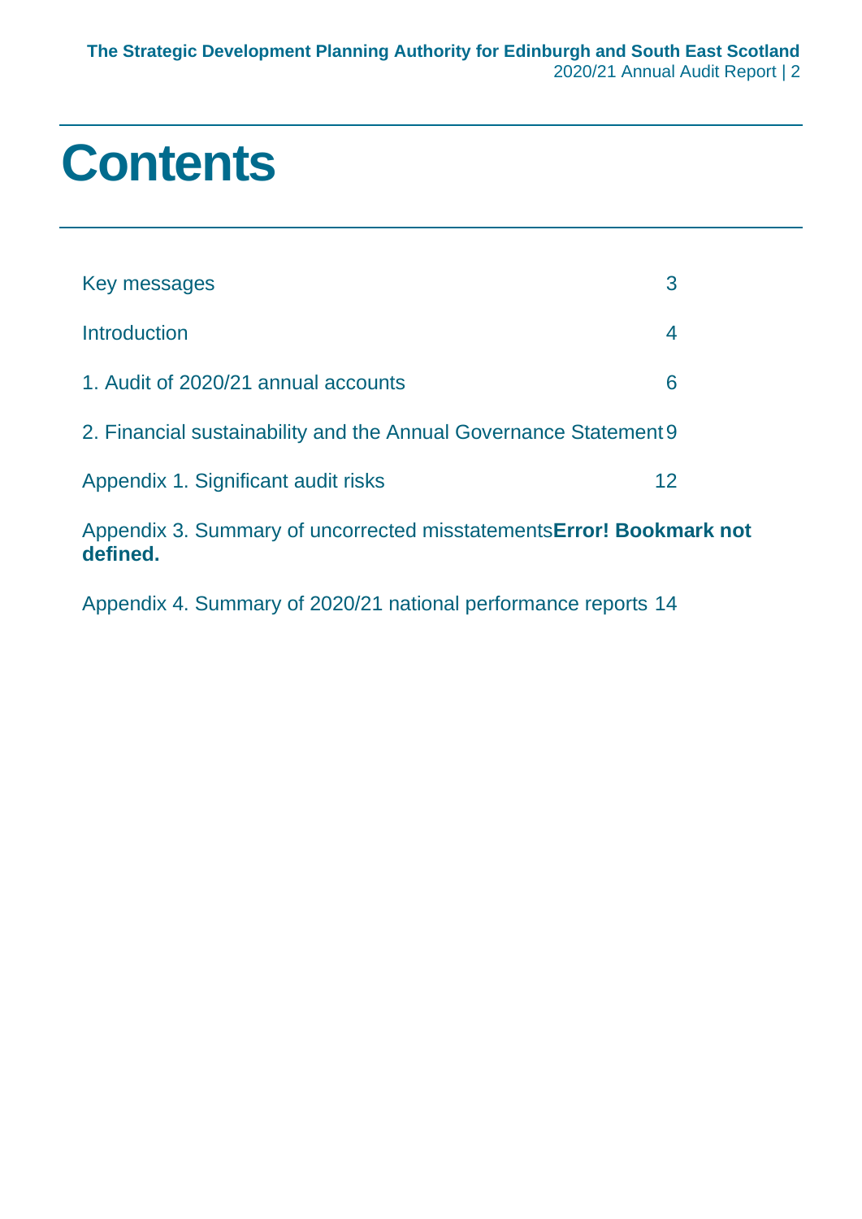# Contents

| | |
|---|---|
| Key messages | 3 |
| Introduction | 4 |
| 1. Audit of 2020/21 annual accounts | 6 |
| 2. Financial sustainability and the Annual Governance Statement | 9 |
| Appendix 1. Significant audit risks | 12 |
| Appendix 3. Summary of uncorrected misstatements | **Error! Bookmark not defined.** |
| Appendix 4. Summary of 2020/21 national performance reports | 14 |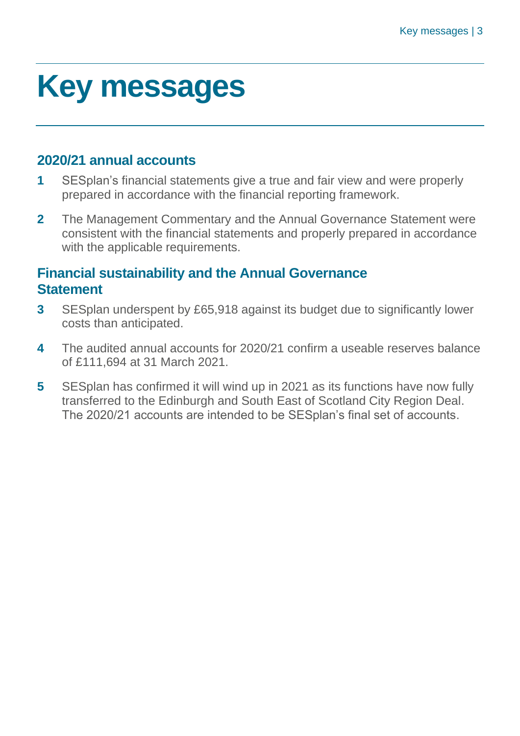# Key messages

## 2020/21 annual accounts

**1** SESplan's financial statements give a true and fair view and were properly prepared in accordance with the financial reporting framework.

**2** The Management Commentary and the Annual Governance Statement were consistent with the financial statements and properly prepared in accordance with the applicable requirements.

## Financial sustainability and the Annual Governance Statement

**3** SESplan underspent by £65,918 against its budget due to significantly lower costs than anticipated.

**4** The audited annual accounts for 2020/21 confirm a useable reserves balance of £111,694 at 31 March 2021.

**5** SESplan has confirmed it will wind up in 2021 as its functions have now fully transferred to the Edinburgh and South East of Scotland City Region Deal. The 2020/21 accounts are intended to be SESplan's final set of accounts.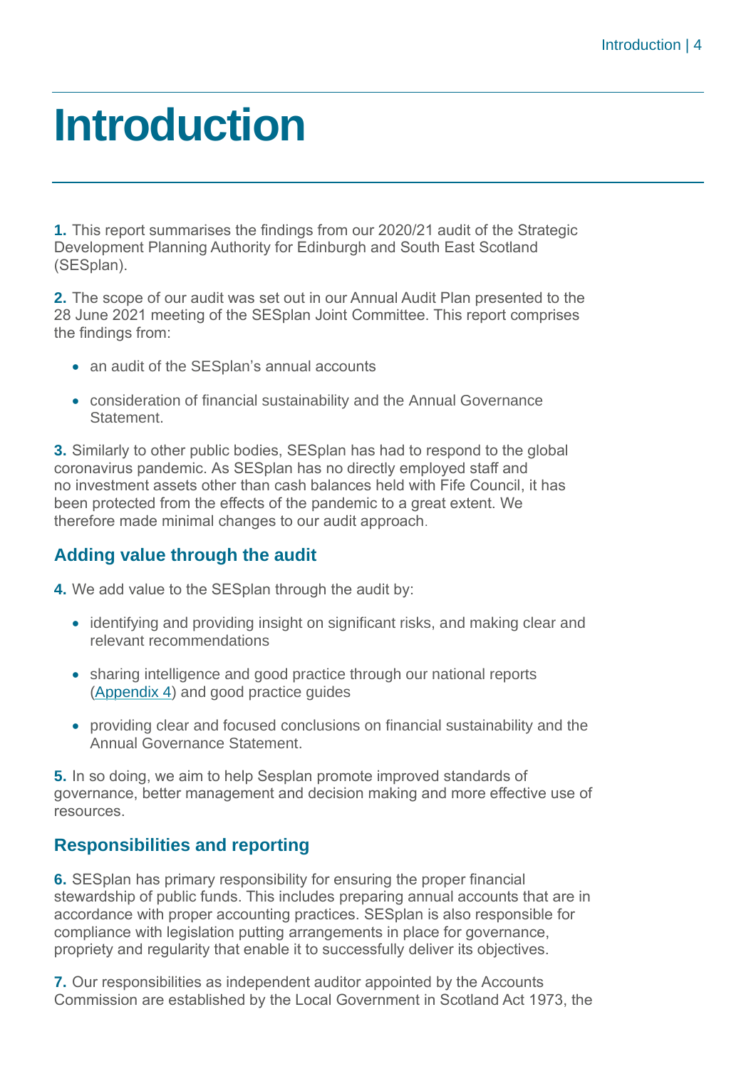# Introduction

**1.** This report summarises the findings from our 2020/21 audit of the Strategic Development Planning Authority for Edinburgh and South East Scotland (SESplan).

**2.** The scope of our audit was set out in our Annual Audit Plan presented to the 28 June 2021 meeting of the SESplan Joint Committee. This report comprises the findings from:

- an audit of the SESplan's annual accounts
- consideration of financial sustainability and the Annual Governance Statement.

**3.** Similarly to other public bodies, SESplan has had to respond to the global coronavirus pandemic. As SESplan has no directly employed staff and no investment assets other than cash balances held with Fife Council, it has been protected from the effects of the pandemic to a great extent. We therefore made minimal changes to our audit approach.

## Adding value through the audit

**4.** We add value to the SESplan through the audit by:

- identifying and providing insight on significant risks, and making clear and relevant recommendations
- sharing intelligence and good practice through our national reports (Appendix 4) and good practice guides
- providing clear and focused conclusions on financial sustainability and the Annual Governance Statement.

**5.** In so doing, we aim to help Sesplan promote improved standards of governance, better management and decision making and more effective use of resources.

## Responsibilities and reporting

**6.** SESplan has primary responsibility for ensuring the proper financial stewardship of public funds. This includes preparing annual accounts that are in accordance with proper accounting practices. SESplan is also responsible for compliance with legislation putting arrangements in place for governance, propriety and regularity that enable it to successfully deliver its objectives.

**7.** Our responsibilities as independent auditor appointed by the Accounts Commission are established by the Local Government in Scotland Act 1973, the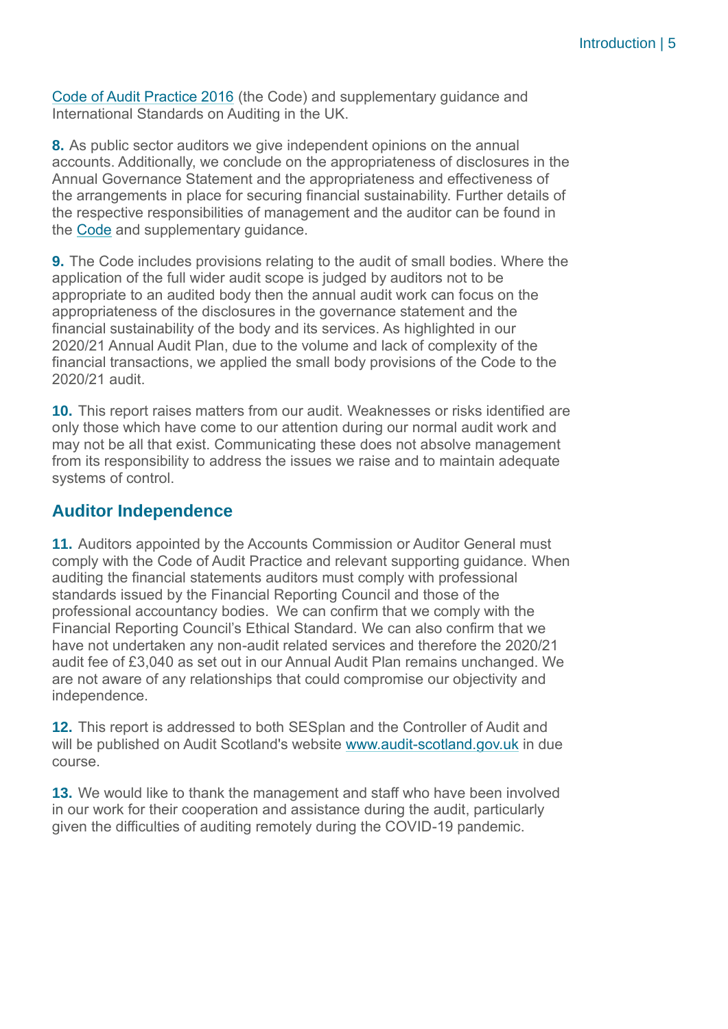Code of Audit Practice 2016 (the Code) and supplementary guidance and International Standards on Auditing in the UK.

**8.** As public sector auditors we give independent opinions on the annual accounts. Additionally, we conclude on the appropriateness of disclosures in the Annual Governance Statement and the appropriateness and effectiveness of the arrangements in place for securing financial sustainability. Further details of the respective responsibilities of management and the auditor can be found in the Code and supplementary guidance.

**9.** The Code includes provisions relating to the audit of small bodies. Where the application of the full wider audit scope is judged by auditors not to be appropriate to an audited body then the annual audit work can focus on the appropriateness of the disclosures in the governance statement and the financial sustainability of the body and its services. As highlighted in our 2020/21 Annual Audit Plan, due to the volume and lack of complexity of the financial transactions, we applied the small body provisions of the Code to the 2020/21 audit.

**10.** This report raises matters from our audit. Weaknesses or risks identified are only those which have come to our attention during our normal audit work and may not be all that exist. Communicating these does not absolve management from its responsibility to address the issues we raise and to maintain adequate systems of control.

## Auditor Independence

**11.** Auditors appointed by the Accounts Commission or Auditor General must comply with the Code of Audit Practice and relevant supporting guidance. When auditing the financial statements auditors must comply with professional standards issued by the Financial Reporting Council and those of the professional accountancy bodies. We can confirm that we comply with the Financial Reporting Council's Ethical Standard. We can also confirm that we have not undertaken any non-audit related services and therefore the 2020/21 audit fee of £3,040 as set out in our Annual Audit Plan remains unchanged. We are not aware of any relationships that could compromise our objectivity and independence.

**12.** This report is addressed to both SESplan and the Controller of Audit and will be published on Audit Scotland's website www.audit-scotland.gov.uk in due course.

**13.** We would like to thank the management and staff who have been involved in our work for their cooperation and assistance during the audit, particularly given the difficulties of auditing remotely during the COVID-19 pandemic.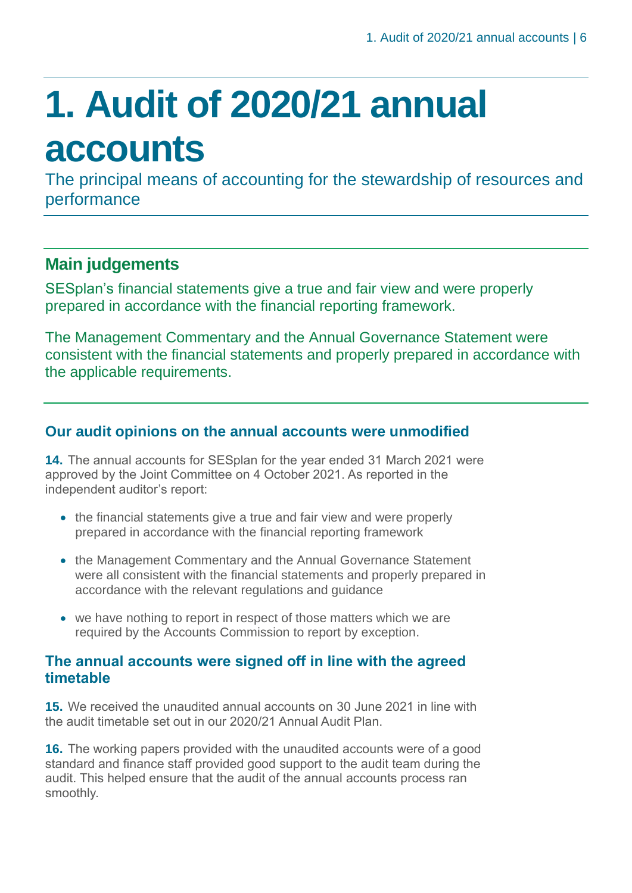# 1. Audit of 2020/21 annual accounts

The principal means of accounting for the stewardship of resources and performance

## Main judgements

SESplan's financial statements give a true and fair view and were properly prepared in accordance with the financial reporting framework.

The Management Commentary and the Annual Governance Statement were consistent with the financial statements and properly prepared in accordance with the applicable requirements.

### Our audit opinions on the annual accounts were unmodified

**14.** The annual accounts for SESplan for the year ended 31 March 2021 were approved by the Joint Committee on 4 October 2021. As reported in the independent auditor's report:

- the financial statements give a true and fair view and were properly prepared in accordance with the financial reporting framework
- the Management Commentary and the Annual Governance Statement were all consistent with the financial statements and properly prepared in accordance with the relevant regulations and guidance
- we have nothing to report in respect of those matters which we are required by the Accounts Commission to report by exception.

### The annual accounts were signed off in line with the agreed timetable

**15.** We received the unaudited annual accounts on 30 June 2021 in line with the audit timetable set out in our 2020/21 Annual Audit Plan.

**16.** The working papers provided with the unaudited accounts were of a good standard and finance staff provided good support to the audit team during the audit. This helped ensure that the audit of the annual accounts process ran smoothly.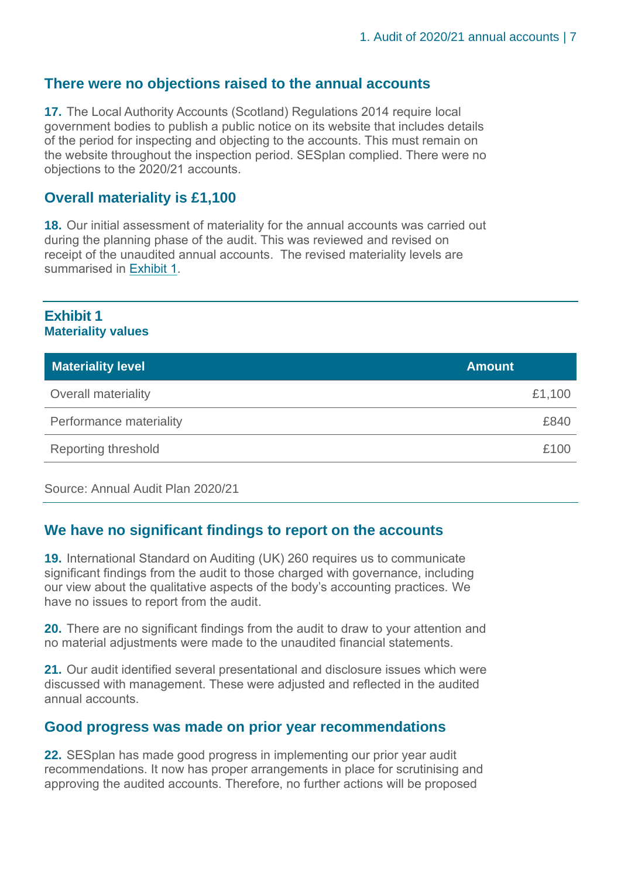## There were no objections raised to the annual accounts

**17.** The Local Authority Accounts (Scotland) Regulations 2014 require local government bodies to publish a public notice on its website that includes details of the period for inspecting and objecting to the accounts. This must remain on the website throughout the inspection period. SESplan complied. There were no objections to the 2020/21 accounts.

## Overall materiality is £1,100

**18.** Our initial assessment of materiality for the annual accounts was carried out during the planning phase of the audit. This was reviewed and revised on receipt of the unaudited annual accounts. The revised materiality levels are summarised in Exhibit 1.

### Exhibit 1
**Materiality values**

| Materiality level | Amount |
| --- | ---: |
| Overall materiality | £1,100 |
| Performance materiality | £840 |
| Reporting threshold | £100 |

Source: Annual Audit Plan 2020/21

## We have no significant findings to report on the accounts

**19.** International Standard on Auditing (UK) 260 requires us to communicate significant findings from the audit to those charged with governance, including our view about the qualitative aspects of the body's accounting practices. We have no issues to report from the audit.

**20.** There are no significant findings from the audit to draw to your attention and no material adjustments were made to the unaudited financial statements.

**21.** Our audit identified several presentational and disclosure issues which were discussed with management. These were adjusted and reflected in the audited annual accounts.

## Good progress was made on prior year recommendations

**22.** SESplan has made good progress in implementing our prior year audit recommendations. It now has proper arrangements in place for scrutinising and approving the audited accounts. Therefore, no further actions will be proposed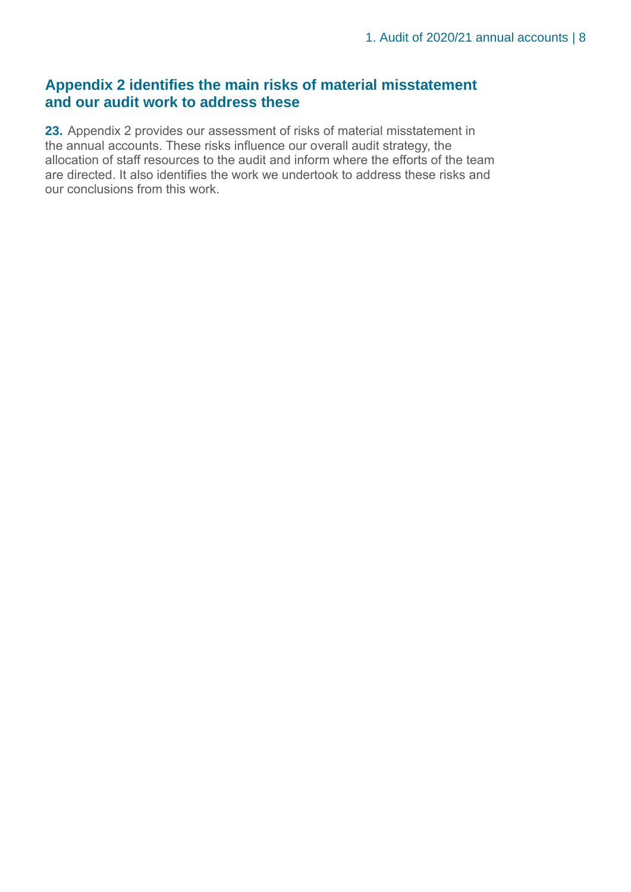## Appendix 2 identifies the main risks of material misstatement and our audit work to address these

**23.** Appendix 2 provides our assessment of risks of material misstatement in the annual accounts. These risks influence our overall audit strategy, the allocation of staff resources to the audit and inform where the efforts of the team are directed. It also identifies the work we undertook to address these risks and our conclusions from this work.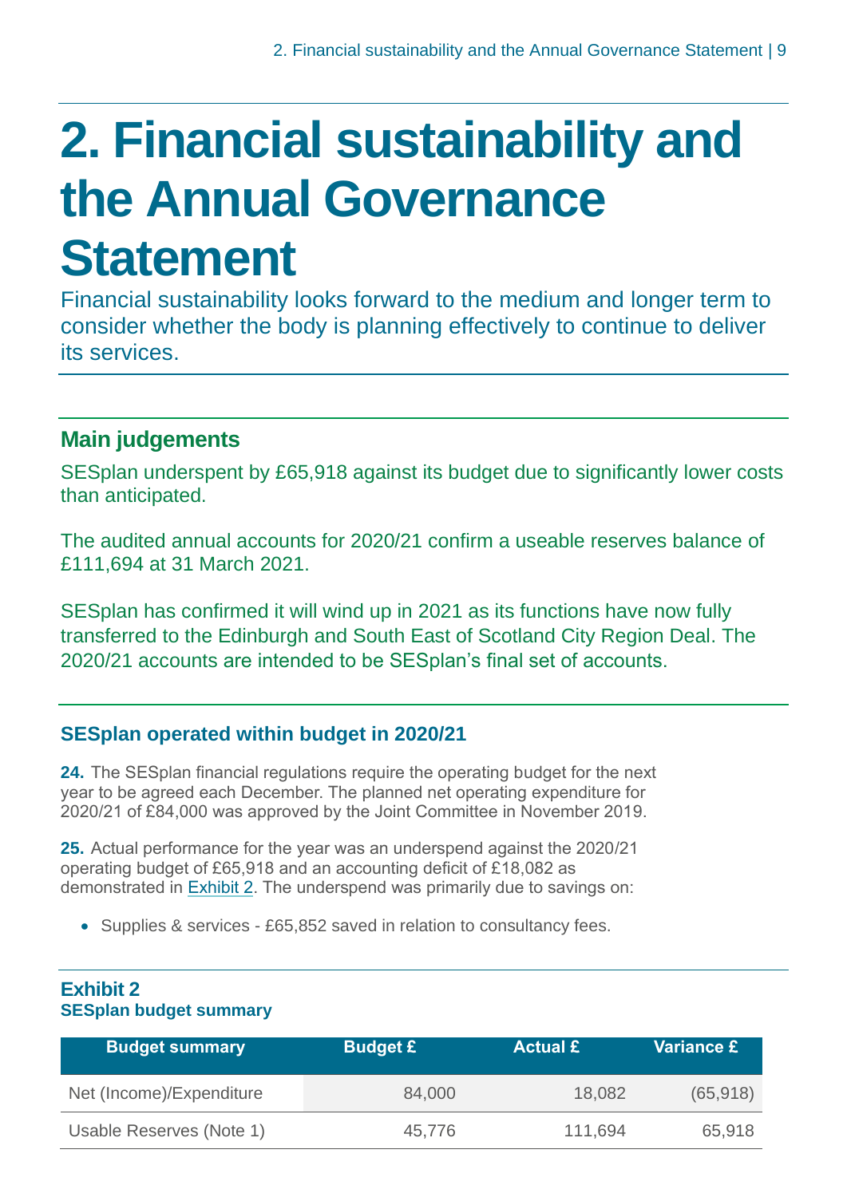# 2. Financial sustainability and the Annual Governance Statement

Financial sustainability looks forward to the medium and longer term to consider whether the body is planning effectively to continue to deliver its services.

## Main judgements

SESplan underspent by £65,918 against its budget due to significantly lower costs than anticipated.

The audited annual accounts for 2020/21 confirm a useable reserves balance of £111,694 at 31 March 2021.

SESplan has confirmed it will wind up in 2021 as its functions have now fully transferred to the Edinburgh and South East of Scotland City Region Deal. The 2020/21 accounts are intended to be SESplan's final set of accounts.

## SESplan operated within budget in 2020/21

**24.** The SESplan financial regulations require the operating budget for the next year to be agreed each December. The planned net operating expenditure for 2020/21 of £84,000 was approved by the Joint Committee in November 2019.

**25.** Actual performance for the year was an underspend against the 2020/21 operating budget of £65,918 and an accounting deficit of £18,082 as demonstrated in Exhibit 2. The underspend was primarily due to savings on:

- Supplies & services - £65,852 saved in relation to consultancy fees.

**Exhibit 2**
**SESplan budget summary**

| Budget summary | Budget £ | Actual £ | Variance £ |
|---|---|---|---|
| Net (Income)/Expenditure | 84,000 | 18,082 | (65,918) |
| Usable Reserves (Note 1) | 45,776 | 111,694 | 65,918 |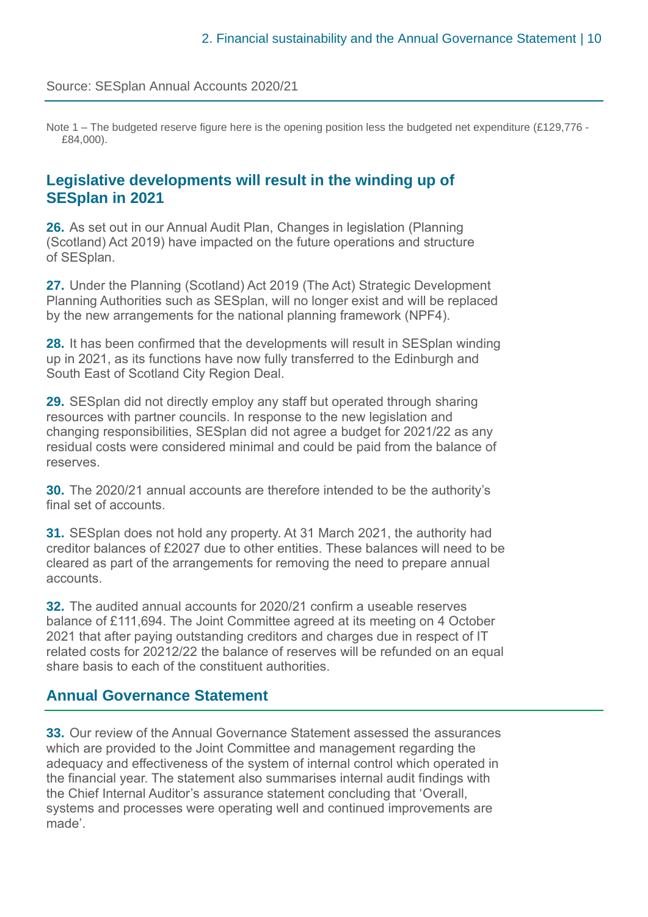Source: SESplan Annual Accounts 2020/21

Note 1 – The budgeted reserve figure here is the opening position less the budgeted net expenditure (£129,776 - £84,000).

## Legislative developments will result in the winding up of SESplan in 2021

**26.** As set out in our Annual Audit Plan, Changes in legislation (Planning (Scotland) Act 2019) have impacted on the future operations and structure of SESplan.

**27.** Under the Planning (Scotland) Act 2019 (The Act) Strategic Development Planning Authorities such as SESplan, will no longer exist and will be replaced by the new arrangements for the national planning framework (NPF4).

**28.** It has been confirmed that the developments will result in SESplan winding up in 2021, as its functions have now fully transferred to the Edinburgh and South East of Scotland City Region Deal.

**29.** SESplan did not directly employ any staff but operated through sharing resources with partner councils. In response to the new legislation and changing responsibilities, SESplan did not agree a budget for 2021/22 as any residual costs were considered minimal and could be paid from the balance of reserves.

**30.** The 2020/21 annual accounts are therefore intended to be the authority's final set of accounts.

**31.** SESplan does not hold any property. At 31 March 2021, the authority had creditor balances of £2027 due to other entities. These balances will need to be cleared as part of the arrangements for removing the need to prepare annual accounts.

**32.** The audited annual accounts for 2020/21 confirm a useable reserves balance of £111,694. The Joint Committee agreed at its meeting on 4 October 2021 that after paying outstanding creditors and charges due in respect of IT related costs for 20212/22 the balance of reserves will be refunded on an equal share basis to each of the constituent authorities.

## Annual Governance Statement

**33.** Our review of the Annual Governance Statement assessed the assurances which are provided to the Joint Committee and management regarding the adequacy and effectiveness of the system of internal control which operated in the financial year. The statement also summarises internal audit findings with the Chief Internal Auditor's assurance statement concluding that 'Overall, systems and processes were operating well and continued improvements are made'.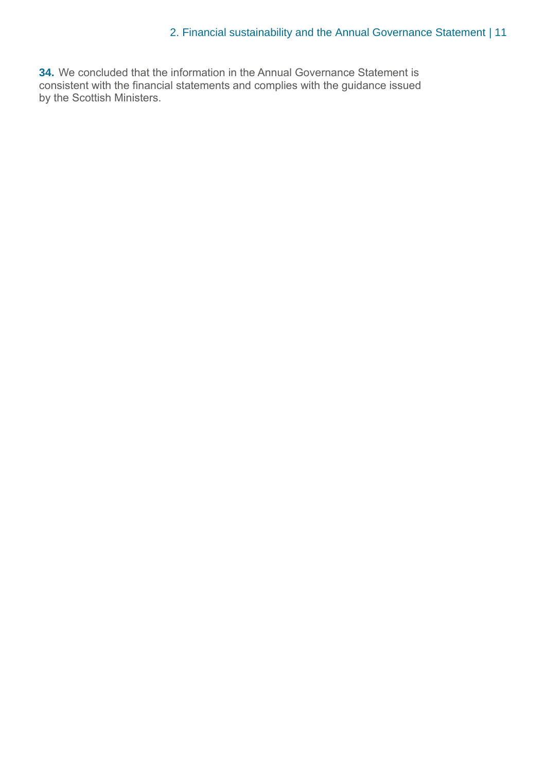**34.** We concluded that the information in the Annual Governance Statement is consistent with the financial statements and complies with the guidance issued by the Scottish Ministers.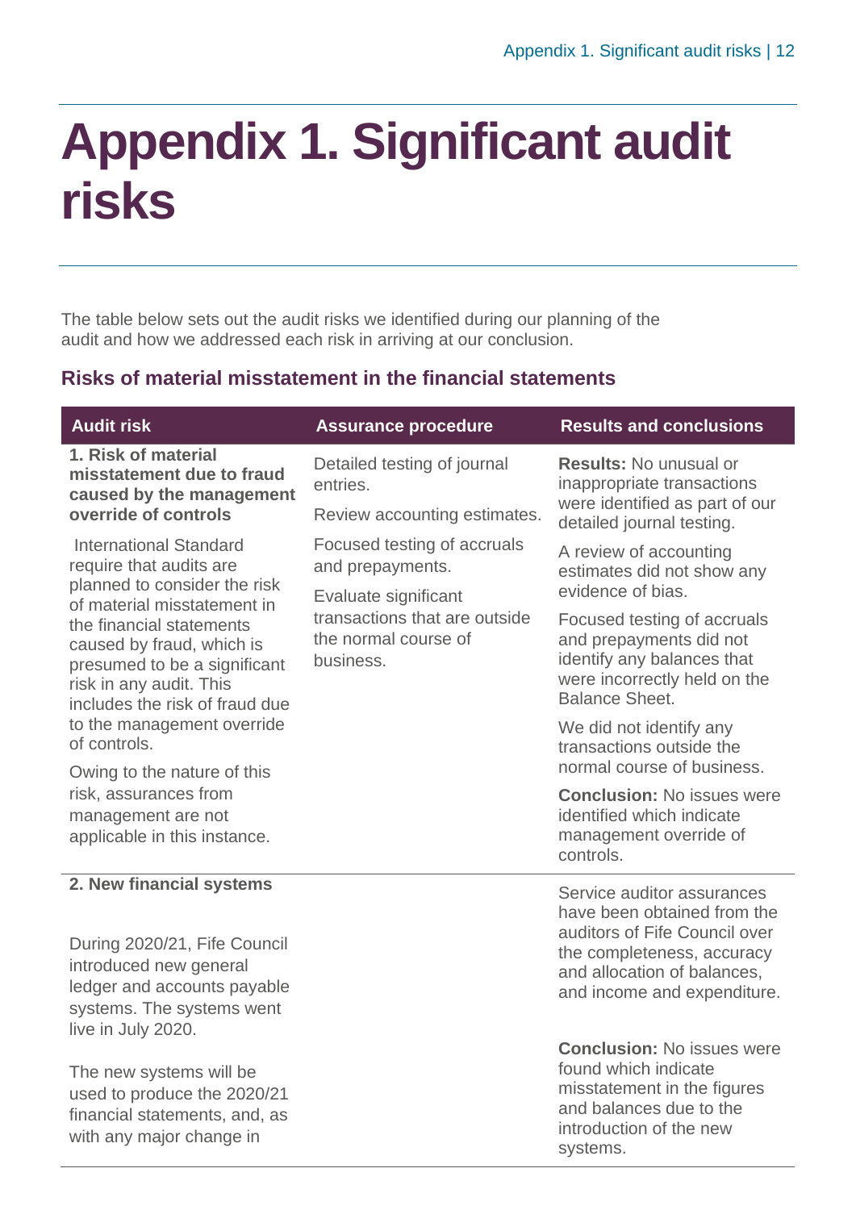# Appendix 1. Significant audit risks

The table below sets out the audit risks we identified during our planning of the audit and how we addressed each risk in arriving at our conclusion.

## Risks of material misstatement in the financial statements

| Audit risk | Assurance procedure | Results and conclusions |
|---|---|---|
| **1. Risk of material misstatement due to fraud caused by the management override of controls**<br><br>International Standard require that audits are planned to consider the risk of material misstatement in the financial statements caused by fraud, which is presumed to be a significant risk in any audit. This includes the risk of fraud due to the management override of controls.<br><br>Owing to the nature of this risk, assurances from management are not applicable in this instance. | Detailed testing of journal entries.<br><br>Review accounting estimates.<br><br>Focused testing of accruals and prepayments.<br><br>Evaluate significant transactions that are outside the normal course of business. | **Results:** No unusual or inappropriate transactions were identified as part of our detailed journal testing.<br><br>A review of accounting estimates did not show any evidence of bias.<br><br>Focused testing of accruals and prepayments did not identify any balances that were incorrectly held on the Balance Sheet.<br><br>We did not identify any transactions outside the normal course of business.<br><br>**Conclusion:** No issues were identified which indicate management override of controls. |
| **2. New financial systems**<br><br>During 2020/21, Fife Council introduced new general ledger and accounts payable systems. The systems went live in July 2020.<br><br>The new systems will be used to produce the 2020/21 financial statements, and, as with any major change in | | Service auditor assurances have been obtained from the auditors of Fife Council over the completeness, accuracy and allocation of balances, and income and expenditure.<br><br>**Conclusion:** No issues were found which indicate misstatement in the figures and balances due to the introduction of the new systems. |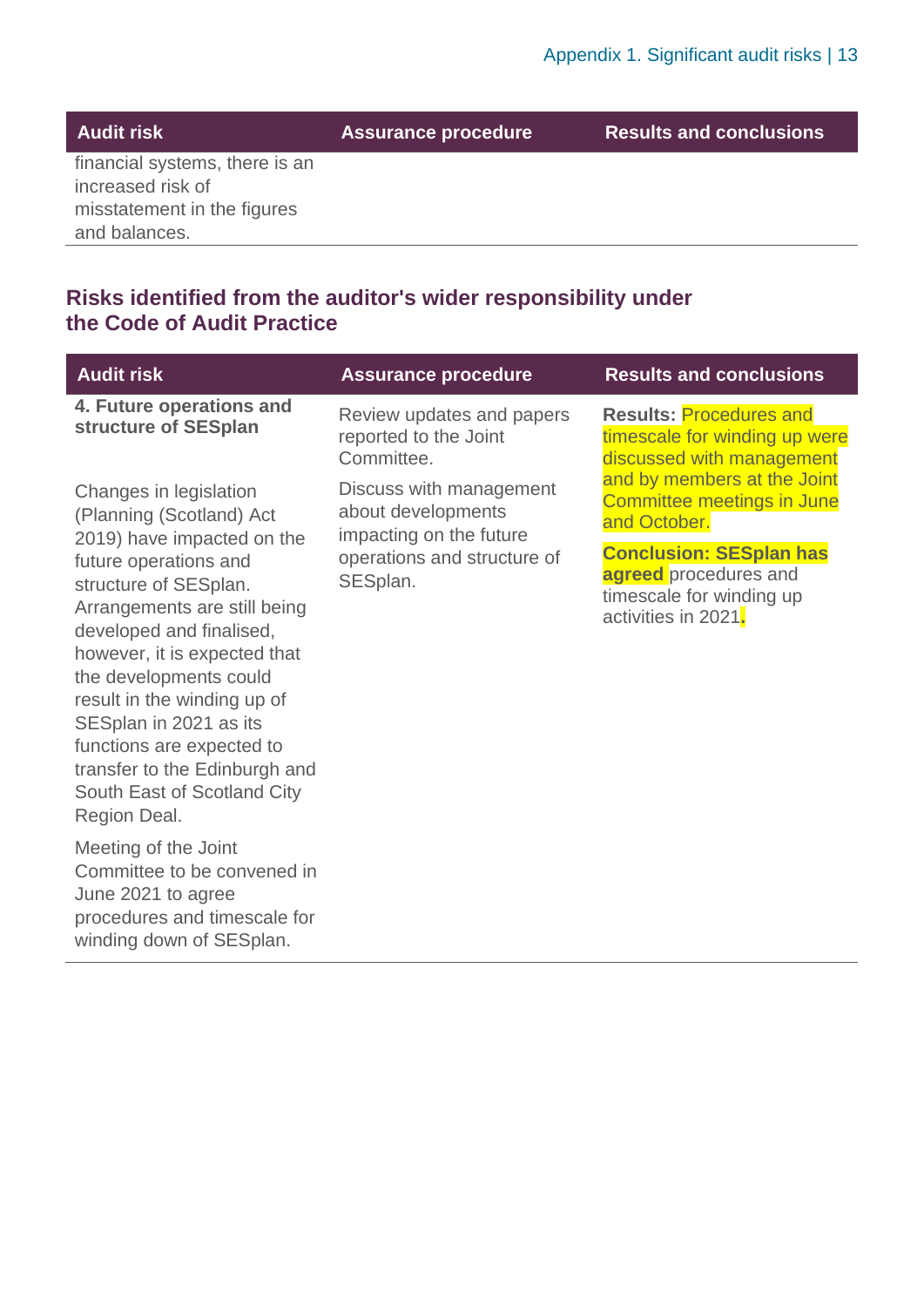| Audit risk | Assurance procedure | Results and conclusions |
|---|---|---|
| financial systems, there is an increased risk of misstatement in the figures and balances. | | |

## Risks identified from the auditor's wider responsibility under the Code of Audit Practice

| Audit risk | Assurance procedure | Results and conclusions |
|---|---|---|
| **4. Future operations and structure of SESplan**<br><br>Changes in legislation (Planning (Scotland) Act 2019) have impacted on the future operations and structure of SESplan. Arrangements are still being developed and finalised, however, it is expected that the developments could result in the winding up of SESplan in 2021 as its functions are expected to transfer to the Edinburgh and South East of Scotland City Region Deal.<br><br>Meeting of the Joint Committee to be convened in June 2021 to agree procedures and timescale for winding down of SESplan. | Review updates and papers reported to the Joint Committee.<br><br>Discuss with management about developments impacting on the future operations and structure of SESplan. | **Results:** Procedures and timescale for winding up were discussed with management and by members at the Joint Committee meetings in June and October.<br><br>**Conclusion: SESplan has agreed** procedures and timescale for winding up activities in 2021. |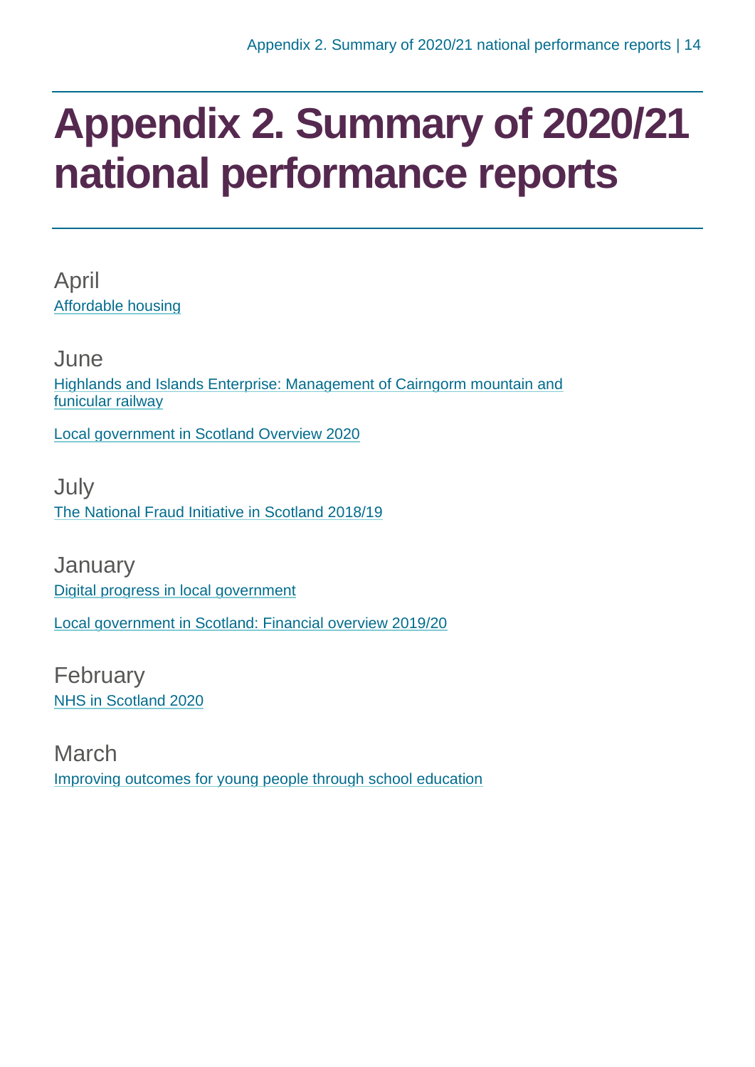# Appendix 2. Summary of 2020/21 national performance reports

April

Affordable housing

June

Highlands and Islands Enterprise: Management of Cairngorm mountain and funicular railway

Local government in Scotland Overview 2020

July

The National Fraud Initiative in Scotland 2018/19

January

Digital progress in local government

Local government in Scotland: Financial overview 2019/20

February

NHS in Scotland 2020

March

Improving outcomes for young people through school education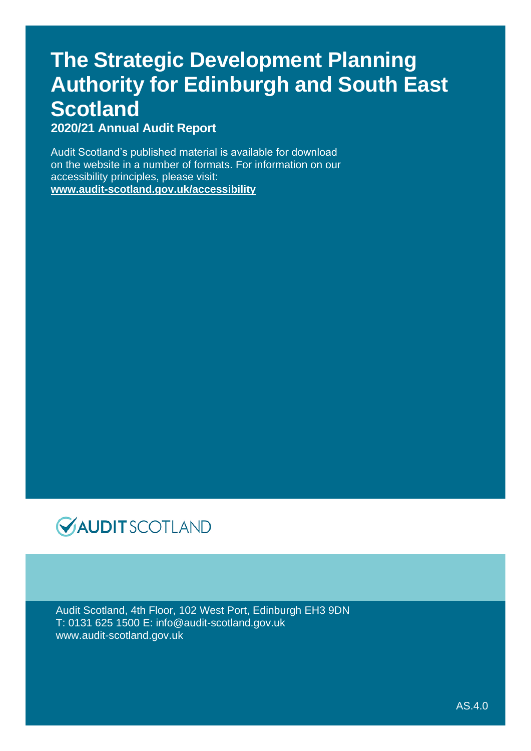# The Strategic Development Planning Authority for Edinburgh and South East Scotland

**2020/21 Annual Audit Report**

Audit Scotland's published material is available for download on the website in a number of formats. For information on our accessibility principles, please visit:
**www.audit-scotland.gov.uk/accessibility**

AUDIT SCOTLAND

Audit Scotland, 4th Floor, 102 West Port, Edinburgh EH3 9DN
T: 0131 625 1500 E: info@audit-scotland.gov.uk
www.audit-scotland.gov.uk

AS.4.0